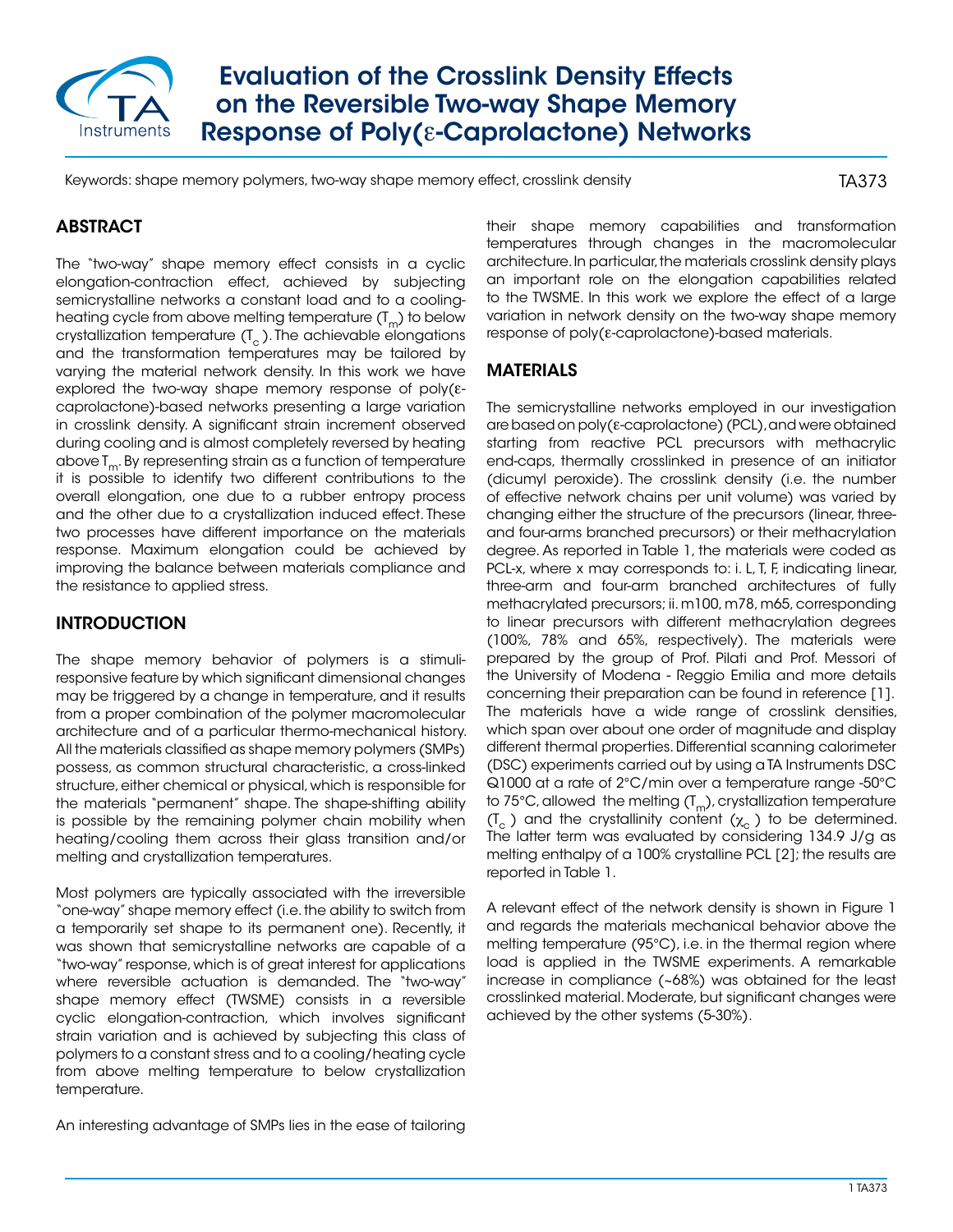# Evaluation of the Crosslink Density Effects on the Reversible Two-way Shape Memory Response of Poly(ε-Caprolactone) Networks

Keywords: shape memory polymers, two-way shape memory effect, crosslink density

TA373

## ABSTRACT

The "two-way" shape memory effect consists in a cyclic elongation-contraction effect, achieved by subjecting semicrystalline networks a constant load and to a cooling-heating cycle from above melting temperature ($T_m$) to below crystallization temperature ($T_c$). The achievable elongations and the transformation temperatures may be tailored by varying the material network density. In this work we have explored the two-way shape memory response of poly(ε-caprolactone)-based networks presenting a large variation in crosslink density. A significant strain increment observed during cooling and is almost completely reversed by heating above $T_m$. By representing strain as a function of temperature it is possible to identify two different contributions to the overall elongation, one due to a rubber entropy process and the other due to a crystallization induced effect. These two processes have different importance on the materials response. Maximum elongation could be achieved by improving the balance between materials compliance and the resistance to applied stress.

## INTRODUCTION

The shape memory behavior of polymers is a stimuli-responsive feature by which significant dimensional changes may be triggered by a change in temperature, and it results from a proper combination of the polymer macromolecular architecture and of a particular thermo-mechanical history. All the materials classified as shape memory polymers (SMPs) possess, as common structural characteristic, a cross-linked structure, either chemical or physical, which is responsible for the materials "permanent" shape. The shape-shifting ability is possible by the remaining polymer chain mobility when heating/cooling them across their glass transition and/or melting and crystallization temperatures.

Most polymers are typically associated with the irreversible "one-way" shape memory effect (i.e. the ability to switch from a temporarily set shape to its permanent one). Recently, it was shown that semicrystalline networks are capable of a "two-way" response, which is of great interest for applications where reversible actuation is demanded. The "two-way" shape memory effect (TWSME) consists in a reversible cyclic elongation-contraction, which involves significant strain variation and is achieved by subjecting this class of polymers to a constant stress and to a cooling/heating cycle from above melting temperature to below crystallization temperature.

An interesting advantage of SMPs lies in the ease of tailoring their shape memory capabilities and transformation temperatures through changes in the macromolecular architecture. In particular, the materials crosslink density plays an important role on the elongation capabilities related to the TWSME. In this work we explore the effect of a large variation in network density on the two-way shape memory response of poly(ε-caprolactone)-based materials.

## MATERIALS

The semicrystalline networks employed in our investigation are based on poly(ε-caprolactone) (PCL), and were obtained starting from reactive PCL precursors with methacrylic end-caps, thermally crosslinked in presence of an initiator (dicumyl peroxide). The crosslink density (i.e. the number of effective network chains per unit volume) was varied by changing either the structure of the precursors (linear, three- and four-arms branched precursors) or their methacrylation degree. As reported in Table 1, the materials were coded as PCL-x, where x may corresponds to: i. L, T, F, indicating linear, three-arm and four-arm branched architectures of fully methacrylated precursors; ii. m100, m78, m65, corresponding to linear precursors with different methacrylation degrees (100%, 78% and 65%, respectively). The materials were prepared by the group of Prof. Pilati and Prof. Messori of the University of Modena - Reggio Emilia and more details concerning their preparation can be found in reference [1]. The materials have a wide range of crosslink densities, which span over about one order of magnitude and display different thermal properties. Differential scanning calorimeter (DSC) experiments carried out by using a TA Instruments DSC Q1000 at a rate of 2°C/min over a temperature range -50°C to 75°C, allowed the melting ($T_m$), crystallization temperature ($T_c$) and the crystallinity content ($\chi_c$) to be determined. The latter term was evaluated by considering 134.9 J/g as melting enthalpy of a 100% crystalline PCL [2]; the results are reported in Table 1.

A relevant effect of the network density is shown in Figure 1 and regards the materials mechanical behavior above the melting temperature (95°C), i.e. in the thermal region where load is applied in the TWSME experiments. A remarkable increase in compliance (~68%) was obtained for the least crosslinked material. Moderate, but significant changes were achieved by the other systems (5-30%).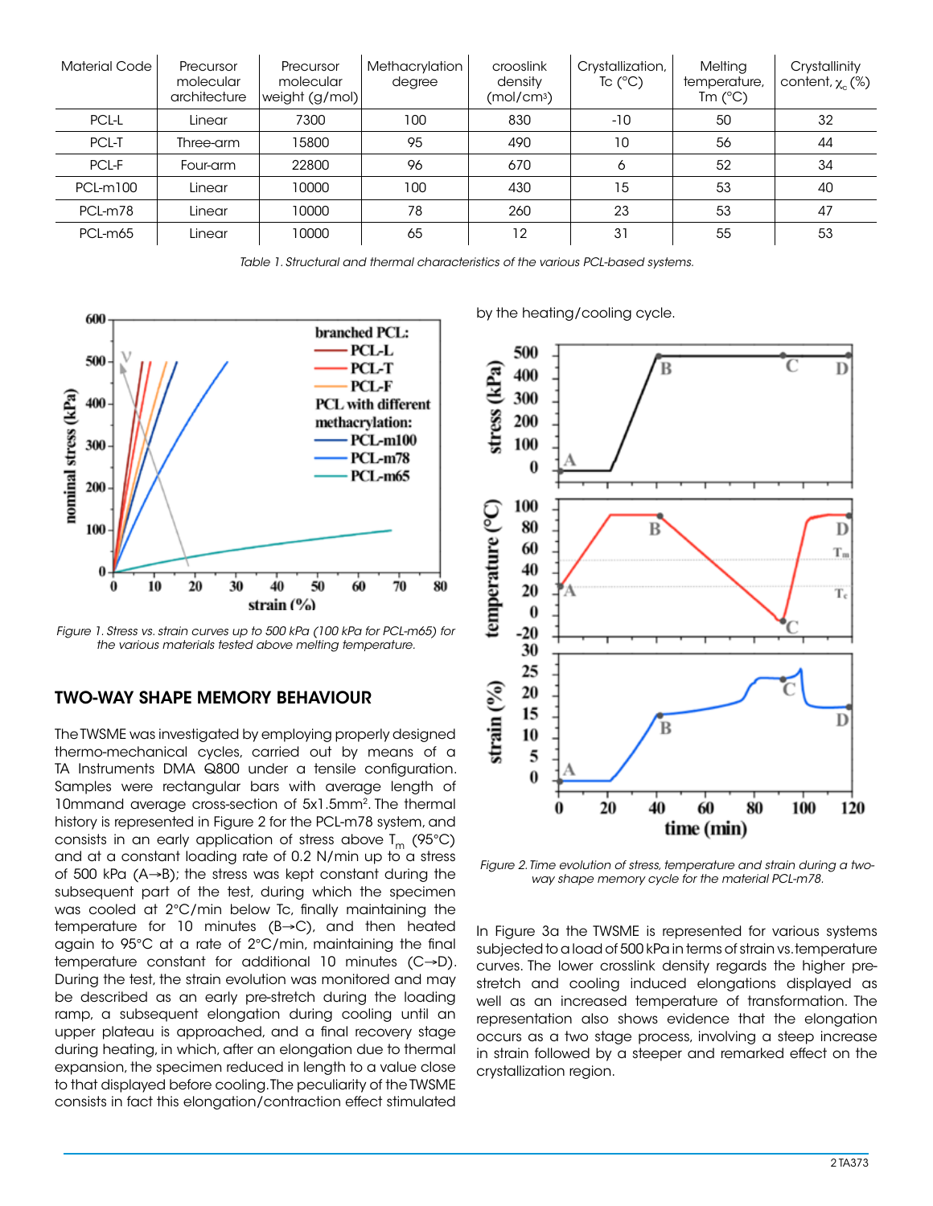| Material Code | Precursor molecular architecture | Precursor molecular weight (g/mol) | Methacrylation degree | crooslink density (mol/cm³) | Crystallization, Tc (°C) | Melting temperature, Tm (°C) | Crystallinity content, $\chi_c$ (%) |
|---|---|---|---|---|---|---|---|
| PCL-L | Linear | 7300 | 100 | 830 | -10 | 50 | 32 |
| PCL-T | Three-arm | 15800 | 95 | 490 | 10 | 56 | 44 |
| PCL-F | Four-arm | 22800 | 96 | 670 | 6 | 52 | 34 |
| PCL-m100 | Linear | 10000 | 100 | 430 | 15 | 53 | 40 |
| PCL-m78 | Linear | 10000 | 78 | 260 | 23 | 53 | 47 |
| PCL-m65 | Linear | 10000 | 65 | 12 | 31 | 55 | 53 |

*Table 1. Structural and thermal characteristics of the various PCL-based systems.*

*Figure 1. Stress vs. strain curves up to 500 kPa (100 kPa for PCL-m65) for the various materials tested above melting temperature.*

## TWO-WAY SHAPE MEMORY BEHAVIOUR

The TWSME was investigated by employing properly designed thermo-mechanical cycles, carried out by means of a TA Instruments DMA Q800 under a tensile configuration. Samples were rectangular bars with average length of 10mmand average cross-section of 5x1.5mm². The thermal history is represented in Figure 2 for the PCL-m78 system, and consists in an early application of stress above $T_m$ (95°C) and at a constant loading rate of 0.2 N/min up to a stress of 500 kPa (A→B); the stress was kept constant during the subsequent part of the test, during which the specimen was cooled at 2°C/min below Tc, finally maintaining the temperature for 10 minutes (B→C), and then heated again to 95°C at a rate of 2°C/min, maintaining the final temperature constant for additional 10 minutes (C→D). During the test, the strain evolution was monitored and may be described as an early pre-stretch during the loading ramp, a subsequent elongation during cooling until an upper plateau is approached, and a final recovery stage during heating, in which, after an elongation due to thermal expansion, the specimen reduced in length to a value close to that displayed before cooling. The peculiarity of the TWSME consists in fact this elongation/contraction effect stimulated by the heating/cooling cycle.

*Figure 2. Time evolution of stress, temperature and strain during a two-way shape memory cycle for the material PCL-m78.*

In Figure 3a the TWSME is represented for various systems subjected to a load of 500 kPa in terms of strain vs. temperature curves. The lower crosslink density regards the higher pre-stretch and cooling induced elongations displayed as well as an increased temperature of transformation. The representation also shows evidence that the elongation occurs as a two stage process, involving a steep increase in strain followed by a steeper and remarked effect on the crystallization region.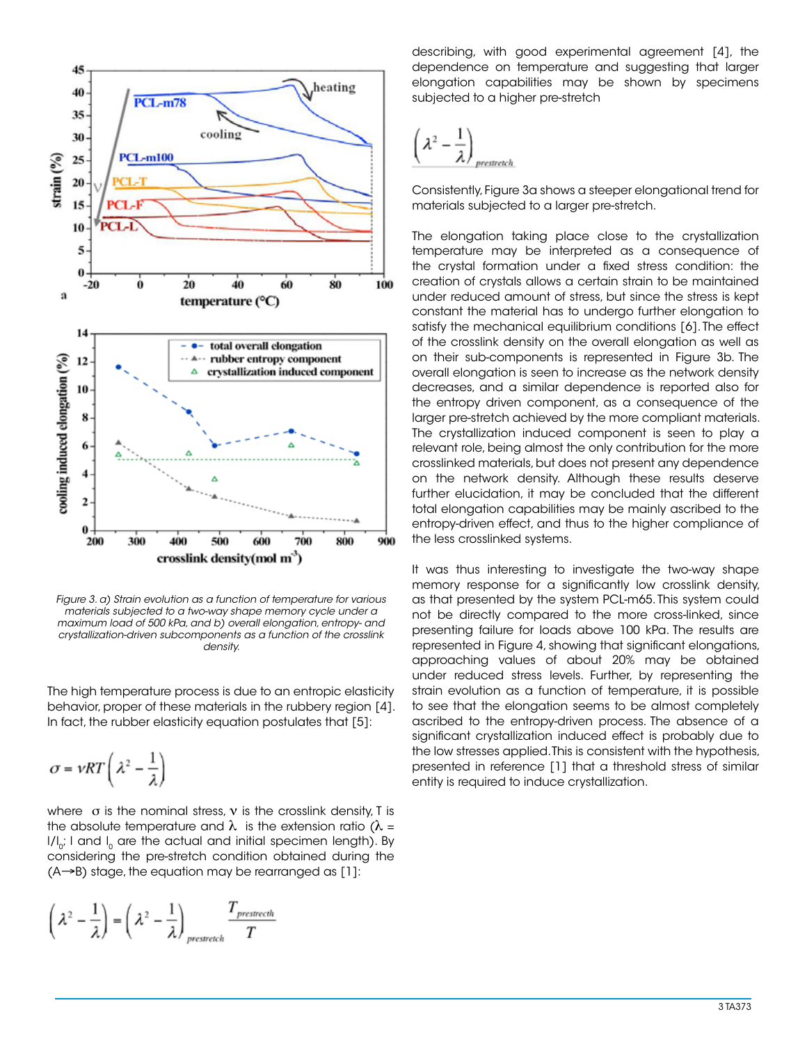Figure 3. a) Strain evolution as a function of temperature for various materials subjected to a two-way shape memory cycle under a maximum load of 500 kPa, and b) overall elongation, entropy- and crystallization-driven subcomponents as a function of the crosslink density.

The high temperature process is due to an entropic elasticity behavior, proper of these materials in the rubbery region [4]. In fact, the rubber elasticity equation postulates that [5]:

$$\sigma = \nu RT\left(\lambda^2 - \frac{1}{\lambda}\right)$$

where $\sigma$ is the nominal stress, $\nu$ is the crosslink density, T is the absolute temperature and $\lambda$ is the extension ratio ($\lambda = l/l_0$; l and $l_0$ are the actual and initial specimen length). By considering the pre-stretch condition obtained during the (A→B) stage, the equation may be rearranged as [1]:

$$\left(\lambda^2 - \frac{1}{\lambda}\right) = \left(\lambda^2 - \frac{1}{\lambda}\right)_{prestretch}\frac{T_{prestrecth}}{T}$$

describing, with good experimental agreement [4], the dependence on temperature and suggesting that larger elongation capabilities may be shown by specimens subjected to a higher pre-stretch

$$\left(\lambda^2 - \frac{1}{\lambda}\right)_{prestretch}$$

Consistently, Figure 3a shows a steeper elongational trend for materials subjected to a larger pre-stretch.

The elongation taking place close to the crystallization temperature may be interpreted as a consequence of the crystal formation under a fixed stress condition: the creation of crystals allows a certain strain to be maintained under reduced amount of stress, but since the stress is kept constant the material has to undergo further elongation to satisfy the mechanical equilibrium conditions [6]. The effect of the crosslink density on the overall elongation as well as on their sub-components is represented in Figure 3b. The overall elongation is seen to increase as the network density decreases, and a similar dependence is reported also for the entropy driven component, as a consequence of the larger pre-stretch achieved by the more compliant materials. The crystallization induced component is seen to play a relevant role, being almost the only contribution for the more crosslinked materials, but does not present any dependence on the network density. Although these results deserve further elucidation, it may be concluded that the different total elongation capabilities may be mainly ascribed to the entropy-driven effect, and thus to the higher compliance of the less crosslinked systems.

It was thus interesting to investigate the two-way shape memory response for a significantly low crosslink density, as that presented by the system PCL-m65. This system could not be directly compared to the more cross-linked, since presenting failure for loads above 100 kPa. The results are represented in Figure 4, showing that significant elongations, approaching values of about 20% may be obtained under reduced stress levels. Further, by representing the strain evolution as a function of temperature, it is possible to see that the elongation seems to be almost completely ascribed to the entropy-driven process. The absence of a significant crystallization induced effect is probably due to the low stresses applied. This is consistent with the hypothesis, presented in reference [1] that a threshold stress of similar entity is required to induce crystallization.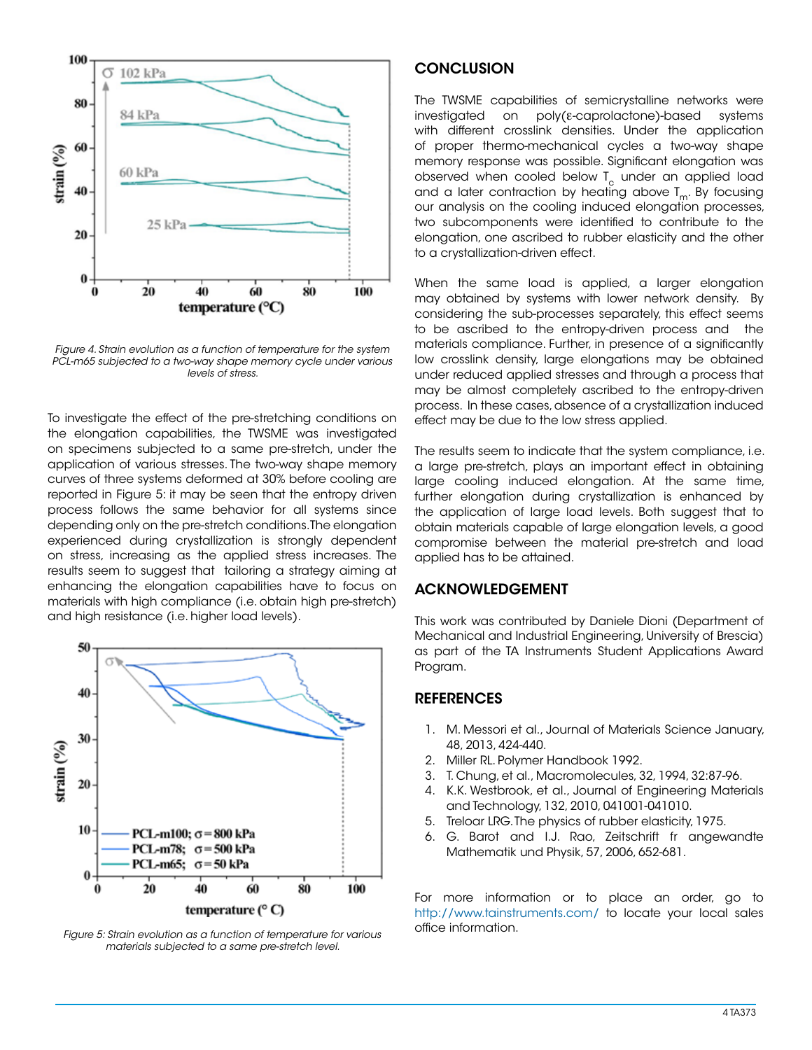σ 102 kPa

84 kPa

60 kPa

25 kPa

strain (%)

100

80

60

40

20

0

0 20 40 60 80 100

temperature (°C)

*Figure 4. Strain evolution as a function of temperature for the system PCL-m65 subjected to a two-way shape memory cycle under various levels of stress.*

To investigate the effect of the pre-stretching conditions on the elongation capabilities, the TWSME was investigated on specimens subjected to a same pre-stretch, under the application of various stresses. The two-way shape memory curves of three systems deformed at 30% before cooling are reported in Figure 5: it may be seen that the entropy driven process follows the same behavior for all systems since depending only on the pre-stretch conditions. The elongation experienced during crystallization is strongly dependent on stress, increasing as the applied stress increases. The results seem to suggest that tailoring a strategy aiming at enhancing the elongation capabilities have to focus on materials with high compliance (i.e. obtain high pre-stretch) and high resistance (i.e. higher load levels).

σ

strain (%)

50

40

30

20

10

0

0 20 40 60 80 100

temperature (° C)

PCL-m100; σ = 800 kPa

PCL-m78; σ = 500 kPa

PCL-m65; σ = 50 kPa

*Figure 5: Strain evolution as a function of temperature for various materials subjected to a same pre-stretch level.*

## CONCLUSION

The TWSME capabilities of semicrystalline networks were investigated on poly(ε-caprolactone)-based systems with different crosslink densities. Under the application of proper thermo-mechanical cycles a two-way shape memory response was possible. Significant elongation was observed when cooled below $T_c$ under an applied load and a later contraction by heating above $T_m$. By focusing our analysis on the cooling induced elongation processes, two subcomponents were identified to contribute to the elongation, one ascribed to rubber elasticity and the other to a crystallization-driven effect.

When the same load is applied, a larger elongation may obtained by systems with lower network density. By considering the sub-processes separately, this effect seems to be ascribed to the entropy-driven process and the materials compliance. Further, in presence of a significantly low crosslink density, large elongations may be obtained under reduced applied stresses and through a process that may be almost completely ascribed to the entropy-driven process. In these cases, absence of a crystallization induced effect may be due to the low stress applied.

The results seem to indicate that the system compliance, i.e. a large pre-stretch, plays an important effect in obtaining large cooling induced elongation. At the same time, further elongation during crystallization is enhanced by the application of large load levels. Both suggest that to obtain materials capable of large elongation levels, a good compromise between the material pre-stretch and load applied has to be attained.

## ACKNOWLEDGEMENT

This work was contributed by Daniele Dioni (Department of Mechanical and Industrial Engineering, University of Brescia) as part of the TA Instruments Student Applications Award Program.

## REFERENCES

1. M. Messori et al., Journal of Materials Science January, 48, 2013, 424-440.
2. Miller RL. Polymer Handbook 1992.
3. T. Chung, et al., Macromolecules, 32, 1994, 32:87-96.
4. K.K. Westbrook, et al., Journal of Engineering Materials and Technology, 132, 2010, 041001-041010.
5. Treloar LRG. The physics of rubber elasticity, 1975.
6. G. Barot and I.J. Rao, Zeitschrift fr angewandte Mathematik und Physik, 57, 2006, 652-681.

For more information or to place an order, go to http://www.tainstruments.com/ to locate your local sales office information.